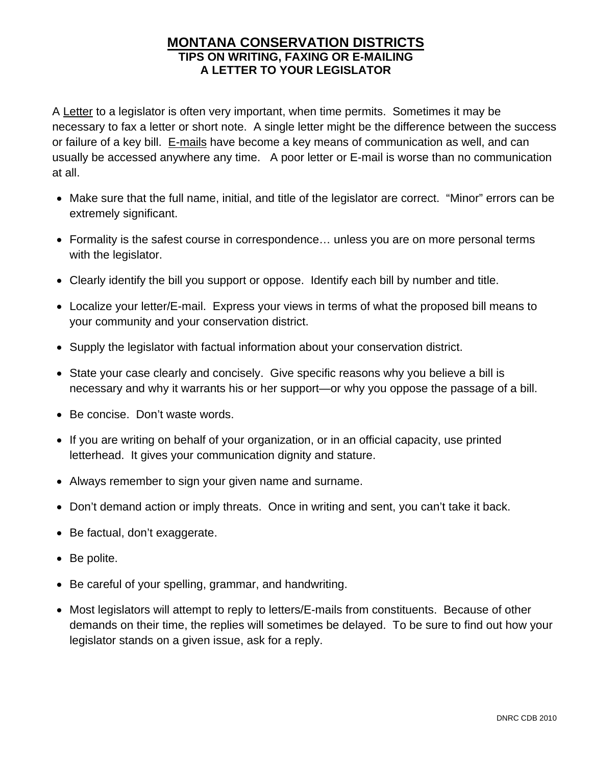# MONTANA CONSERVATION DISTRICTS

## TIPS ON WRITING, FAXING OR E-MAILING A LETTER TO YOUR LEGISLATOR

A Letter to a legislator is often very important, when time permits. Sometimes it may be necessary to fax a letter or short note. A single letter might be the difference between the success or failure of a key bill. E-mails have become a key means of communication as well, and can usually be accessed anywhere any time. A poor letter or E-mail is worse than no communication at all.

- Make sure that the full name, initial, and title of the legislator are correct. "Minor" errors can be extremely significant.
- Formality is the safest course in correspondence… unless you are on more personal terms with the legislator.
- Clearly identify the bill you support or oppose. Identify each bill by number and title.
- Localize your letter/E-mail. Express your views in terms of what the proposed bill means to your community and your conservation district.
- Supply the legislator with factual information about your conservation district.
- State your case clearly and concisely. Give specific reasons why you believe a bill is necessary and why it warrants his or her support—or why you oppose the passage of a bill.
- Be concise. Don't waste words.
- If you are writing on behalf of your organization, or in an official capacity, use printed letterhead. It gives your communication dignity and stature.
- Always remember to sign your given name and surname.
- Don't demand action or imply threats. Once in writing and sent, you can't take it back.
- Be factual, don't exaggerate.
- Be polite.
- Be careful of your spelling, grammar, and handwriting.
- Most legislators will attempt to reply to letters/E-mails from constituents. Because of other demands on their time, the replies will sometimes be delayed. To be sure to find out how your legislator stands on a given issue, ask for a reply.

DNRC CDB 2010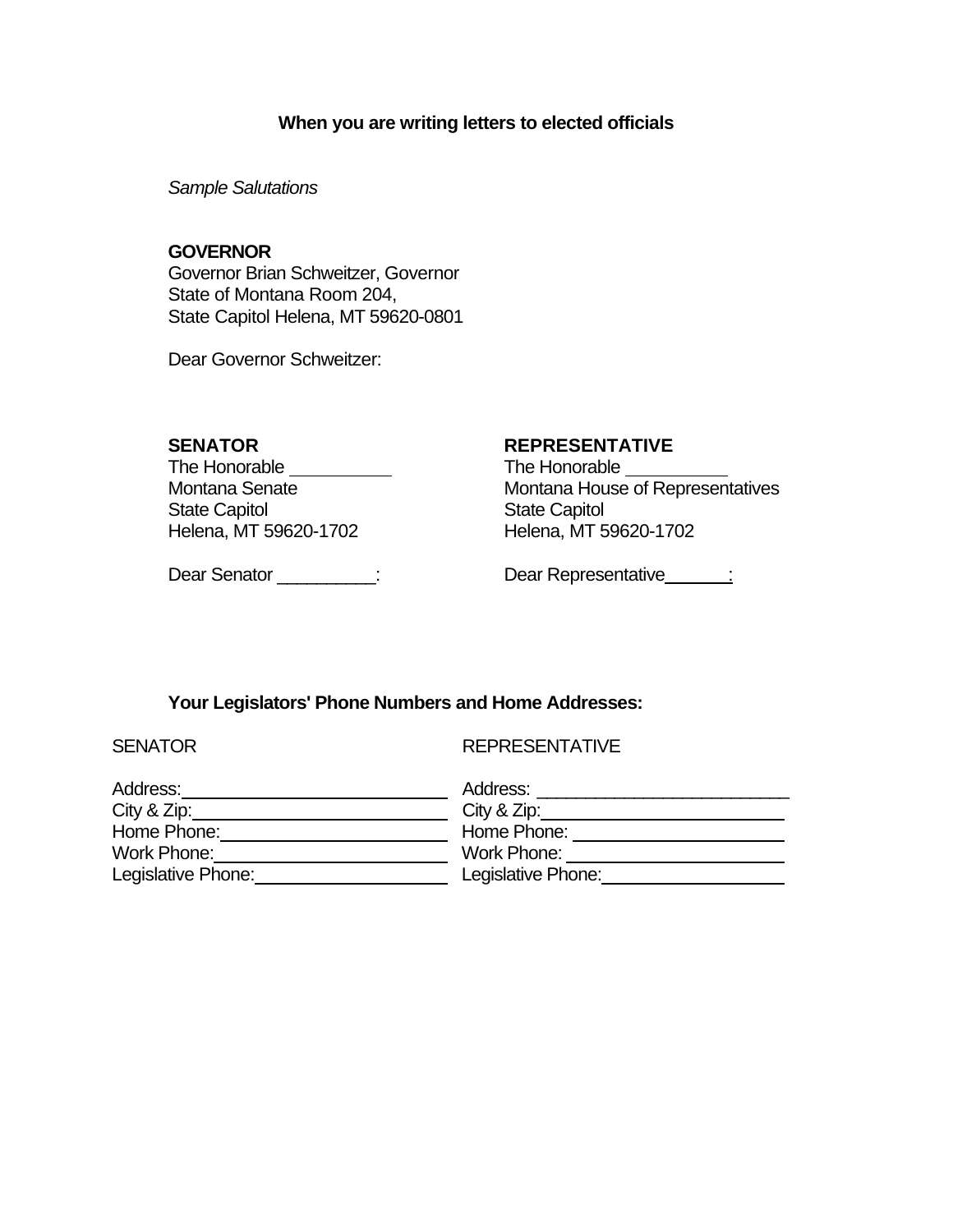## When you are writing letters to elected officials

*Sample Salutations*

**GOVERNOR**
Governor Brian Schweitzer, Governor
State of Montana Room 204,
State Capitol Helena, MT 59620-0801

Dear Governor Schweitzer:

**SENATOR**
The Honorable __________
Montana Senate
State Capitol
Helena, MT 59620-1702

Dear Senator __________:

**REPRESENTATIVE**
The Honorable __________
Montana House of Representatives
State Capitol
Helena, MT 59620-1702

Dear Representative_______:

### Your Legislators' Phone Numbers and Home Addresses:

SENATOR

Address: ____________________________
City & Zip: ____________________________
Home Phone: ____________________________
Work Phone: ____________________________
Legislative Phone: ______________________

REPRESENTATIVE

Address: ____________________________
City & Zip: ____________________________
Home Phone: ____________________________
Work Phone: ____________________________
Legislative Phone: ______________________